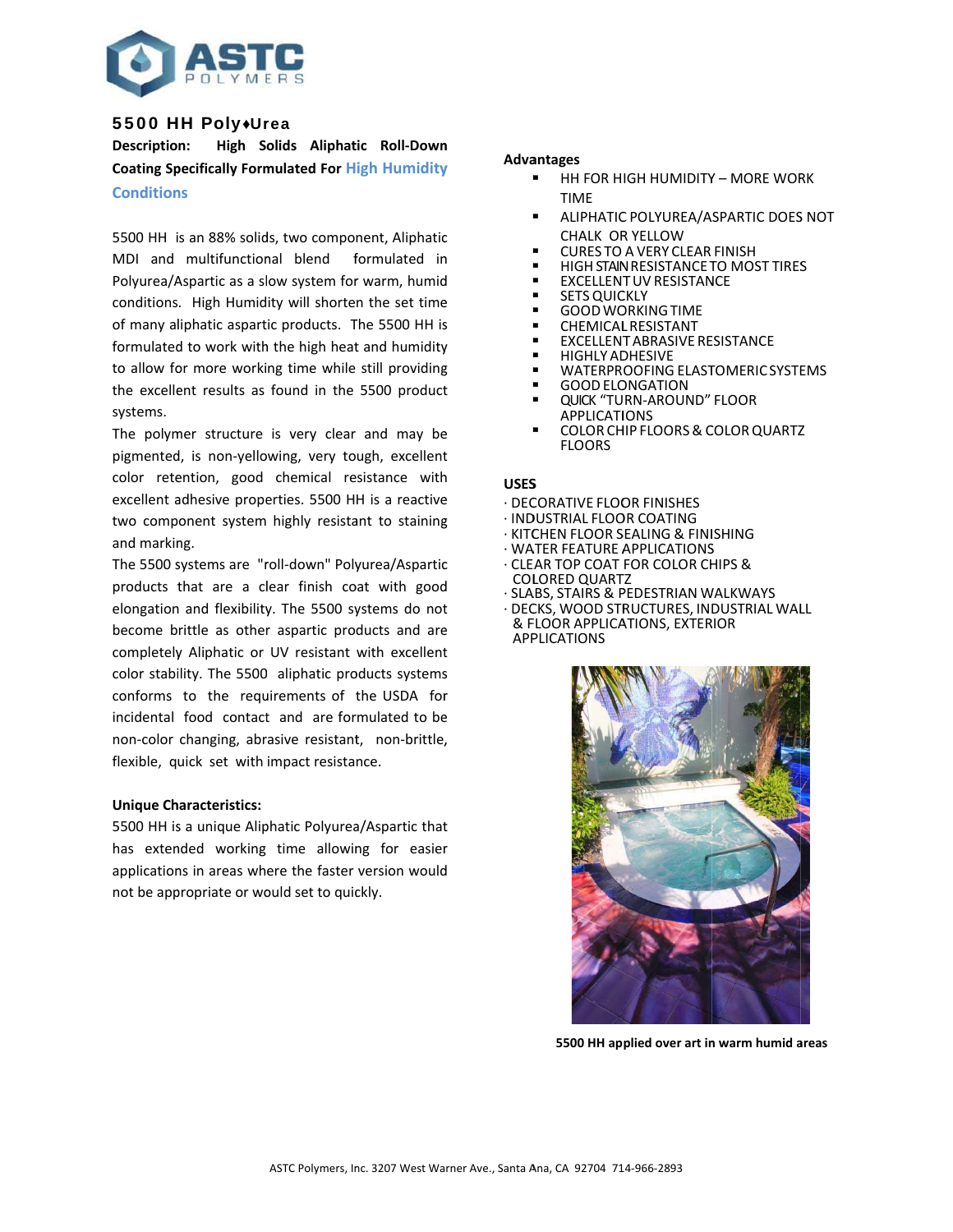# 5500 HH Poly♦Urea

**Description: High Solids Aliphatic Roll-Down Coating Specifically Formulated For High Humidity Conditions**

5500 HH is an 88% solids, two component, Aliphatic MDI and multifunctional blend formulated in Polyurea/Aspartic as a slow system for warm, humid conditions. High Humidity will shorten the set time of many aliphatic aspartic products. The 5500 HH is formulated to work with the high heat and humidity to allow for more working time while still providing the excellent results as found in the 5500 product systems.

The polymer structure is very clear and may be pigmented, is non-yellowing, very tough, excellent color retention, good chemical resistance with excellent adhesive properties. 5500 HH is a reactive two component system highly resistant to staining and marking.

The 5500 systems are "roll-down" Polyurea/Aspartic products that are a clear finish coat with good elongation and flexibility. The 5500 systems do not become brittle as other aspartic products and are completely Aliphatic or UV resistant with excellent color stability. The 5500 aliphatic products systems conforms to the requirements of the USDA for incidental food contact and are formulated to be non-color changing, abrasive resistant, non-brittle, flexible, quick set with impact resistance.

**Unique Characteristics:**

5500 HH is a unique Aliphatic Polyurea/Aspartic that has extended working time allowing for easier applications in areas where the faster version would not be appropriate or would set to quickly.

**Advantages**

- HH FOR HIGH HUMIDITY – MORE WORK TIME
- ALIPHATIC POLYUREA/ASPARTIC DOES NOT CHALK OR YELLOW
- CURES TO A VERY CLEAR FINISH
- HIGH STAIN RESISTANCE TO MOST TIRES
- EXCELLENT UV RESISTANCE
- SETS QUICKLY
- GOOD WORKING TIME
- CHEMICAL RESISTANT
- EXCELLENT ABRASIVE RESISTANCE
- HIGHLY ADHESIVE
- WATERPROOFING ELASTOMERIC SYSTEMS
- GOOD ELONGATION
- QUICK "TURN-AROUND" FLOOR APPLICATIONS
- COLOR CHIP FLOORS & COLOR QUARTZ FLOORS

**USES**

- DECORATIVE FLOOR FINISHES
- INDUSTRIAL FLOOR COATING
- KITCHEN FLOOR SEALING & FINISHING
- WATER FEATURE APPLICATIONS
- CLEAR TOP COAT FOR COLOR CHIPS & COLORED QUARTZ
- SLABS, STAIRS & PEDESTRIAN WALKWAYS
- DECKS, WOOD STRUCTURES, INDUSTRIAL WALL & FLOOR APPLICATIONS, EXTERIOR APPLICATIONS

**5500 HH applied over art in warm humid areas**

ASTC Polymers, Inc. 3207 West Warner Ave., Santa Ana, CA 92704 714-966-2893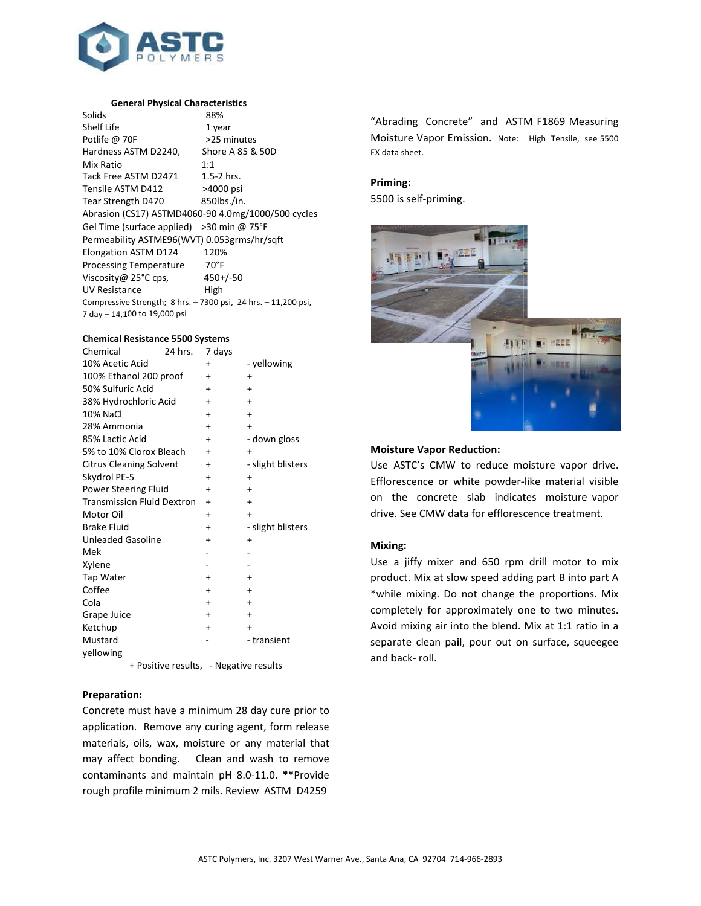### General Physical Characteristics

| | |
|---|---|
| Solids | 88% |
| Shelf Life | 1 year |
| Potlife @ 70F | >25 minutes |
| Hardness ASTM D2240, | Shore A 85 & 50D |
| Mix Ratio | 1:1 |
| Tack Free ASTM D2471 | 1.5-2 hrs. |
| Tensile ASTM D412 | >4000 psi |
| Tear Strength D470 | 850lbs./in. |

Abrasion (CS17) ASTMD4060-90 4.0mg/1000/500 cycles
Gel Time (surface applied) >30 min @ 75°F
Permeability ASTME96(WVT) 0.053grms/hr/sqft

| | |
|---|---|
| Elongation ASTM D124 | 120% |
| Processing Temperature | 70°F |
| Viscosity@ 25°C cps, | 450+/-50 |
| UV Resistance | High |

Compressive Strength; 8 hrs. – 7300 psi, 24 hrs. – 11,200 psi, 7 day – 14,100 to 19,000 psi

### Chemical Resistance 5500 Systems

| Chemical | 24 hrs. | 7 days |
|---|---|---|
| 10% Acetic Acid | + | - yellowing |
| 100% Ethanol 200 proof | + | + |
| 50% Sulfuric Acid | + | + |
| 38% Hydrochloric Acid | + | + |
| 10% NaCl | + | + |
| 28% Ammonia | + | + |
| 85% Lactic Acid | + | - down gloss |
| 5% to 10% Clorox Bleach | + | + |
| Citrus Cleaning Solvent | + | - slight blisters |
| Skydrol PE-5 | + | + |
| Power Steering Fluid | + | + |
| Transmission Fluid Dextron | + | + |
| Motor Oil | + | + |
| Brake Fluid | + | - slight blisters |
| Unleaded Gasoline | + | + |
| Mek | - | - |
| Xylene | - | - |
| Tap Water | + | + |
| Coffee | + | + |
| Cola | + | + |
| Grape Juice | + | + |
| Ketchup | + | + |
| Mustard | - | - transient yellowing |

+ Positive results, - Negative results

### Preparation:

Concrete must have a minimum 28 day cure prior to application. Remove any curing agent, form release materials, oils, wax, moisture or any material that may affect bonding. Clean and wash to remove contaminants and maintain pH 8.0-11.0. **Provide rough profile minimum 2 mils. Review ASTM D4259 "Abrading Concrete" and ASTM F1869 Measuring Moisture Vapor Emission. Note: High Tensile, see 5500 EX data sheet.

### Priming:

5500 is self-priming.

### Moisture Vapor Reduction:

Use ASTC's CMW to reduce moisture vapor drive. Efflorescence or white powder-like material visible on the concrete slab indicates moisture vapor drive. See CMW data for efflorescence treatment.

### Mixing:

Use a jiffy mixer and 650 rpm drill motor to mix product. Mix at slow speed adding part B into part A *while mixing. Do not change the proportions. Mix completely for approximately one to two minutes. Avoid mixing air into the blend. Mix at 1:1 ratio in a separate clean pail, pour out on surface, squeegee and back- roll.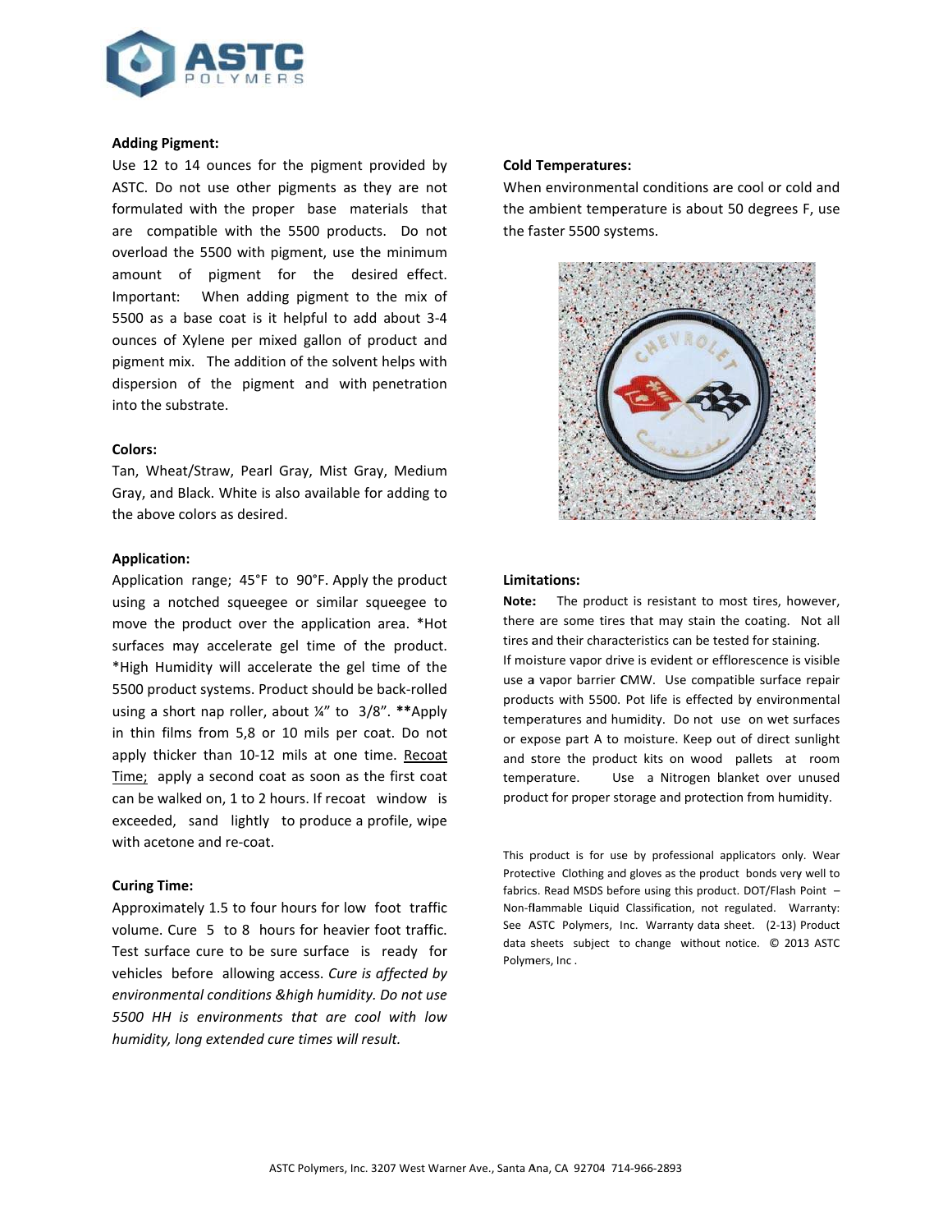## Adding Pigment:

Use 12 to 14 ounces for the pigment provided by ASTC. Do not use other pigments as they are not formulated with the proper base materials that are compatible with the 5500 products. Do not overload the 5500 with pigment, use the minimum amount of pigment for the desired effect. Important: When adding pigment to the mix of 5500 as a base coat is it helpful to add about 3-4 ounces of Xylene per mixed gallon of product and pigment mix. The addition of the solvent helps with dispersion of the pigment and with penetration into the substrate.

## Colors:

Tan, Wheat/Straw, Pearl Gray, Mist Gray, Medium Gray, and Black. White is also available for adding to the above colors as desired.

## Application:

Application range; 45°F to 90°F. Apply the product using a notched squeegee or similar squeegee to move the product over the application area. *Hot surfaces may accelerate gel time of the product. *High Humidity will accelerate the gel time of the 5500 product systems. Product should be back-rolled using a short nap roller, about ¼" to 3/8". **Apply in thin films from 5,8 or 10 mils per coat. Do not apply thicker than 10-12 mils at one time. <u>Recoat Time;</u> apply a second coat as soon as the first coat can be walked on, 1 to 2 hours. If recoat window is exceeded, sand lightly to produce a profile, wipe with acetone and re-coat.

## Curing Time:

Approximately 1.5 to four hours for low foot traffic volume. Cure 5 to 8 hours for heavier foot traffic. Test surface cure to be sure surface is ready for vehicles before allowing access. *Cure is affected by environmental conditions &high humidity. Do not use 5500 HH is environments that are cool with low humidity, long extended cure times will result.*

## Cold Temperatures:

When environmental conditions are cool or cold and the ambient temperature is about 50 degrees F, use the faster 5500 systems.

## Limitations:

**Note:** The product is resistant to most tires, however, there are some tires that may stain the coating. Not all tires and their characteristics can be tested for staining.
If moisture vapor drive is evident or efflorescence is visible use a vapor barrier CMW. Use compatible surface repair products with 5500. Pot life is effected by environmental temperatures and humidity. Do not use on wet surfaces or expose part A to moisture. Keep out of direct sunlight and store the product kits on wood pallets at room temperature. Use a Nitrogen blanket over unused product for proper storage and protection from humidity.

This product is for use by professional applicators only. Wear Protective Clothing and gloves as the product bonds very well to fabrics. Read MSDS before using this product. DOT/Flash Point – Non-flammable Liquid Classification, not regulated. Warranty: See ASTC Polymers, Inc. Warranty data sheet. (2-13) Product data sheets subject to change without notice. © 2013 ASTC Polymers, Inc .

ASTC Polymers, Inc. 3207 West Warner Ave., Santa Ana, CA 92704 714-966-2893